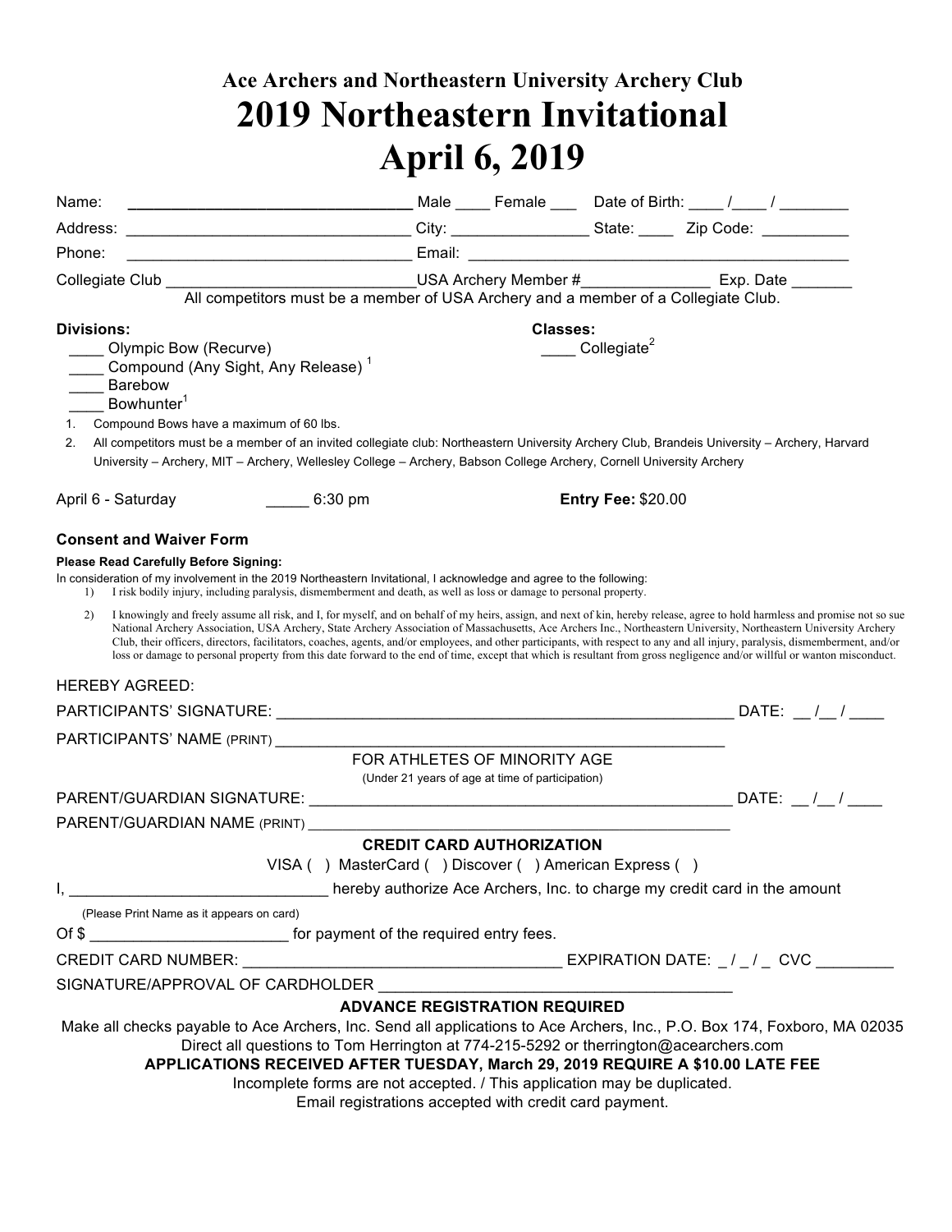## Ace Archers and Northeastern University Archery Club

# 2019 Northeastern Invitational

# April 6, 2019

Name: ________________________________ Male ____ Female ___ Date of Birth: ____ /____ / ________

Address: ________________________________ City: ________________ State: ____ Zip Code: __________

Phone: ________________________________ Email: ____________________________________________

Collegiate Club ______________________________USA Archery Member #_______________ Exp. Date _______

All competitors must be a member of USA Archery and a member of a Collegiate Club.

**Divisions:**

- ____ Olympic Bow (Recurve)
- ____ Compound (Any Sight, Any Release) [1]
- ____ Barebow
- ____ Bowhunter[1]

**Classes:**

- ____ Collegiate[2]

1. Compound Bows have a maximum of 60 lbs.
2. All competitors must be a member of an invited collegiate club: Northeastern University Archery Club, Brandeis University – Archery, Harvard University – Archery, MIT – Archery, Wellesley College – Archery, Babson College Archery, Cornell University Archery

April 6 - Saturday _____ 6:30 pm

**Entry Fee:** $20.00

### Consent and Waiver Form

**Please Read Carefully Before Signing:**

In consideration of my involvement in the 2019 Northeastern Invitational, I acknowledge and agree to the following:

1) I risk bodily injury, including paralysis, dismemberment and death, as well as loss or damage to personal property.

2) I knowingly and freely assume all risk, and I, for myself, and on behalf of my heirs, assign, and next of kin, hereby release, agree to hold harmless and promise not so sue National Archery Association, USA Archery, State Archery Association of Massachusetts, Ace Archers Inc., Northeastern University, Northeastern University Archery Club, their officers, directors, facilitators, coaches, agents, and/or employees, and other participants, with respect to any and all injury, paralysis, dismemberment, and/or loss or damage to personal property from this date forward to the end of time, except that which is resultant from gross negligence and/or willful or wanton misconduct.

HEREBY AGREED:

PARTICIPANTS' SIGNATURE: ________________________________________________________ DATE: __ /__ / ____

PARTICIPANTS' NAME (PRINT) ______________________________________________________

FOR ATHLETES OF MINORITY AGE

(Under 21 years of age at time of participation)

PARENT/GUARDIAN SIGNATURE: _____________________________________________________ DATE: __ /__ / ____

PARENT/GUARDIAN NAME (PRINT) ____________________________________________________

**CREDIT CARD AUTHORIZATION**

VISA ( ) MasterCard ( ) Discover ( ) American Express ( )

I, _____________________________ hereby authorize Ace Archers, Inc. to charge my credit card in the amount

(Please Print Name as it appears on card)

Of $ ______________________ for payment of the required entry fees.

CREDIT CARD NUMBER: ____________________________________ EXPIRATION DATE: _ / _ / _ CVC _________

SIGNATURE/APPROVAL OF CARDHOLDER __________________________________________

**ADVANCE REGISTRATION REQUIRED**

Make all checks payable to Ace Archers, Inc. Send all applications to Ace Archers, Inc., P.O. Box 174, Foxboro, MA 02035

Direct all questions to Tom Herrington at 774-215-5292 or therrington@acearchers.com

**APPLICATIONS RECEIVED AFTER TUESDAY, March 29, 2019 REQUIRE A $10.00 LATE FEE**

Incomplete forms are not accepted. / This application may be duplicated.

Email registrations accepted with credit card payment.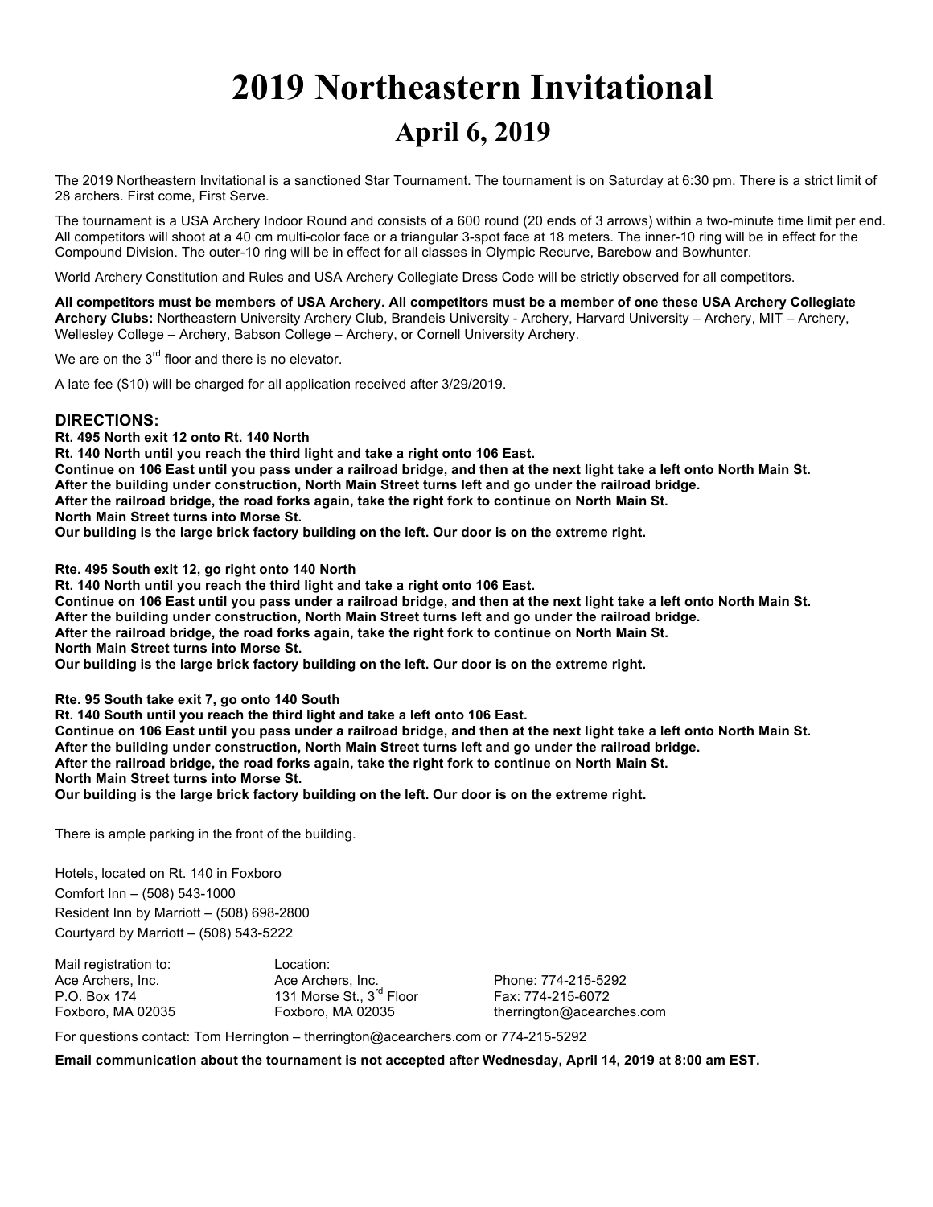// Faithful OCR of the event flyer, fed to a document database; preserve source even if details conflict.
# 2019 Northeastern Invitational

## April 6, 2019

The 2019 Northeastern Invitational is a sanctioned Star Tournament. The tournament is on Saturday at 6:30 pm. There is a strict limit of 28 archers. First come, First Serve.

The tournament is a USA Archery Indoor Round and consists of a 600 round (20 ends of 3 arrows) within a two-minute time limit per end. All competitors will shoot at a 40 cm multi-color face or a triangular 3-spot face at 18 meters. The inner-10 ring will be in effect for the Compound Division. The outer-10 ring will be in effect for all classes in Olympic Recurve, Barebow and Bowhunter.

World Archery Constitution and Rules and USA Archery Collegiate Dress Code will be strictly observed for all competitors.

**All competitors must be members of USA Archery. All competitors must be a member of one these USA Archery Collegiate Archery Clubs:** Northeastern University Archery Club, Brandeis University - Archery, Harvard University – Archery, MIT – Archery, Wellesley College – Archery, Babson College – Archery, or Cornell University Archery.

We are on the 3rd floor and there is no elevator.

A late fee ($10) will be charged for all application received after 3/29/2019.

### DIRECTIONS:

**Rt. 495 North exit 12 onto Rt. 140 North**
**Rt. 140 North until you reach the third light and take a right onto 106 East.**
**Continue on 106 East until you pass under a railroad bridge, and then at the next light take a left onto North Main St.**
**After the building under construction, North Main Street turns left and go under the railroad bridge.**
**After the railroad bridge, the road forks again, take the right fork to continue on North Main St.**
**North Main Street turns into Morse St.**
**Our building is the large brick factory building on the left. Our door is on the extreme right.**

**Rte. 495 South exit 12, go right onto 140 North**
**Rt. 140 North until you reach the third light and take a right onto 106 East.**
**Continue on 106 East until you pass under a railroad bridge, and then at the next light take a left onto North Main St.**
**After the building under construction, North Main Street turns left and go under the railroad bridge.**
**After the railroad bridge, the road forks again, take the right fork to continue on North Main St.**
**North Main Street turns into Morse St.**
**Our building is the large brick factory building on the left. Our door is on the extreme right.**

**Rte. 95 South take exit 7, go onto 140 South**
**Rt. 140 South until you reach the third light and take a left onto 106 East.**
**Continue on 106 East until you pass under a railroad bridge, and then at the next light take a left onto North Main St.**
**After the building under construction, North Main Street turns left and go under the railroad bridge.**
**After the railroad bridge, the road forks again, take the right fork to continue on North Main St.**
**North Main Street turns into Morse St.**
**Our building is the large brick factory building on the left. Our door is on the extreme right.**

There is ample parking in the front of the building.

Hotels, located on Rt. 140 in Foxboro
Comfort Inn – (508) 543-1000
Resident Inn by Marriott – (508) 698-2800
Courtyard by Marriott – (508) 543-5222

| | | |
|---|---|---|
| Mail registration to: | Location: | |
| Ace Archers, Inc. | Ace Archers, Inc. | Phone: 774-215-5292 |
| P.O. Box 174 | 131 Morse St., 3rd Floor | Fax: 774-215-6072 |
| Foxboro, MA 02035 | Foxboro, MA 02035 | therrington@acearches.com |

For questions contact: Tom Herrington – therrington@acearchers.com or 774-215-5292

**Email communication about the tournament is not accepted after Wednesday, April 14, 2019 at 8:00 am EST.**